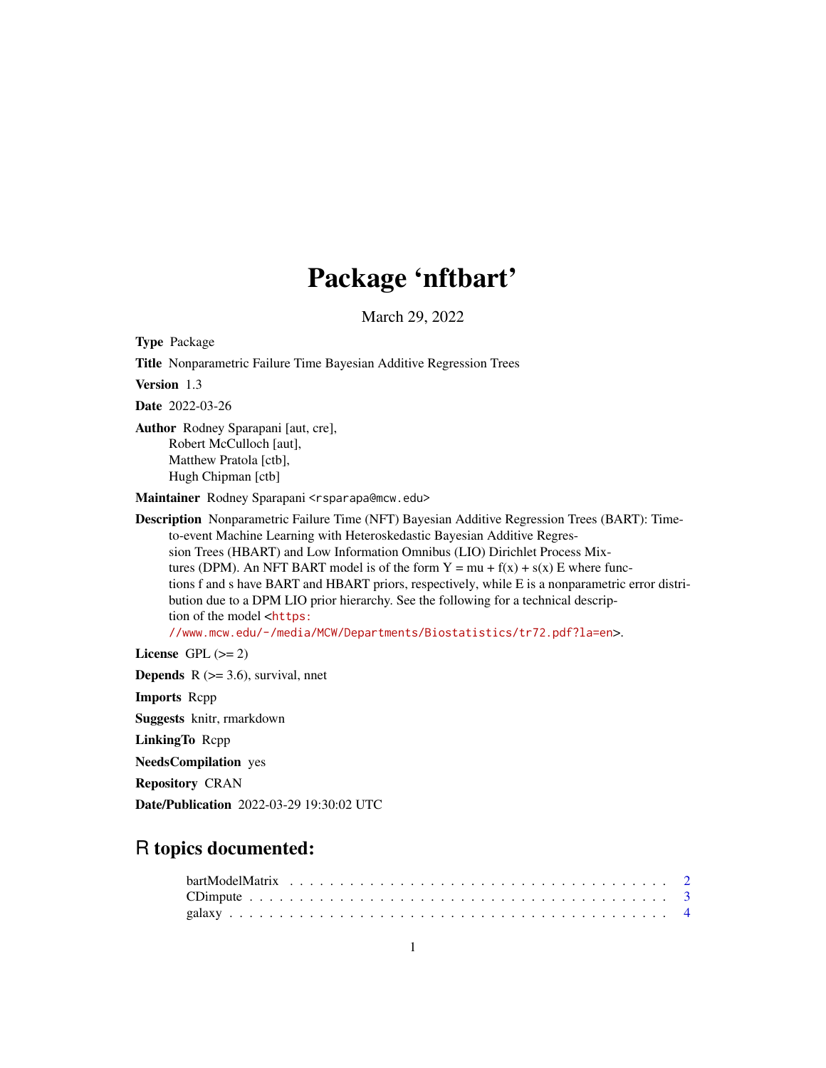# Package 'nftbart'

March 29, 2022

**Type** Package

**Title** Nonparametric Failure Time Bayesian Additive Regression Trees

**Version** 1.3

**Date** 2022-03-26

**Author** Rodney Sparapani [aut, cre],
Robert McCulloch [aut],
Matthew Pratola [ctb],
Hugh Chipman [ctb]

**Maintainer** Rodney Sparapani <rsparapa@mcw.edu>

**Description** Nonparametric Failure Time (NFT) Bayesian Additive Regression Trees (BART): Time-to-event Machine Learning with Heteroskedastic Bayesian Additive Regression Trees (HBART) and Low Information Omnibus (LIO) Dirichlet Process Mixtures (DPM). An NFT BART model is of the form Y = mu + f(x) + s(x) E where functions f and s have BART and HBART priors, respectively, while E is a nonparametric error distribution due to a DPM LIO prior hierarchy. See the following for a technical description of the model <https://www.mcw.edu/-/media/MCW/Departments/Biostatistics/tr72.pdf?la=en>.

**License** GPL (>= 2)

**Depends** R (>= 3.6), survival, nnet

**Imports** Rcpp

**Suggests** knitr, rmarkdown

**LinkingTo** Rcpp

**NeedsCompilation** yes

**Repository** CRAN

**Date/Publication** 2022-03-29 19:30:02 UTC

## R topics documented:

bartModelMatrix . . . . . . . . . . . . . . . . . . . . . . . . . . . . . . . . . . . . 2
CDimpute . . . . . . . . . . . . . . . . . . . . . . . . . . . . . . . . . . . . . . . . 3
galaxy . . . . . . . . . . . . . . . . . . . . . . . . . . . . . . . . . . . . . . . . . . 4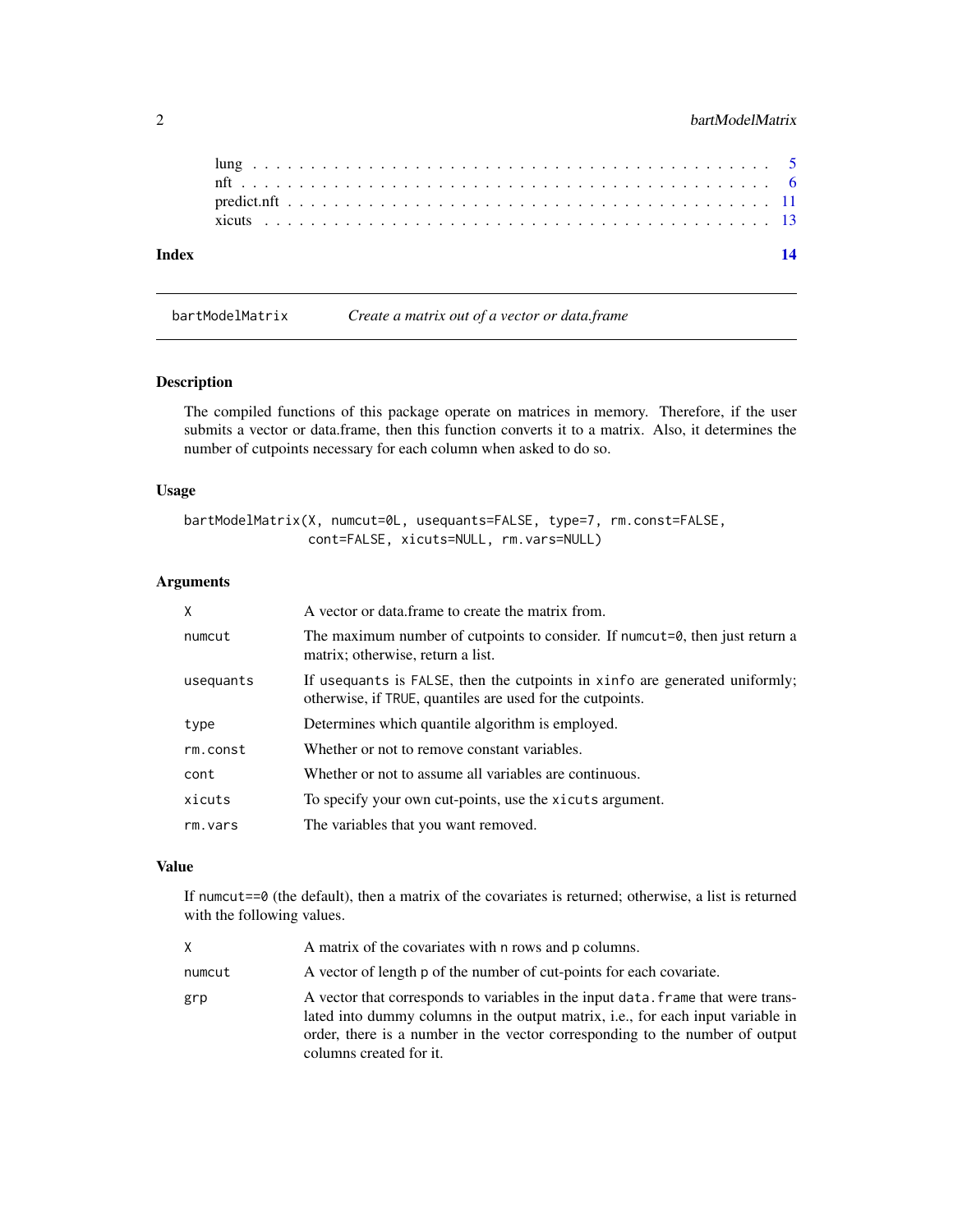| | |
|---|---|
| lung | 5 |
| nft | 6 |
| predict.nft | 11 |
| xicuts | 13 |

**Index** 14

## bartModelMatrix — *Create a matrix out of a vector or data.frame*

### Description

The compiled functions of this package operate on matrices in memory. Therefore, if the user submits a vector or data.frame, then this function converts it to a matrix. Also, it determines the number of cutpoints necessary for each column when asked to do so.

### Usage

```
bartModelMatrix(X, numcut=0L, usequants=FALSE, type=7, rm.const=FALSE,
                cont=FALSE, xicuts=NULL, rm.vars=NULL)
```

### Arguments

| | |
|---|---|
| `X` | A vector or data.frame to create the matrix from. |
| `numcut` | The maximum number of cutpoints to consider. If `numcut=0`, then just return a matrix; otherwise, return a list. |
| `usequants` | If `usequants` is `FALSE`, then the cutpoints in `xinfo` are generated uniformly; otherwise, if `TRUE`, quantiles are used for the cutpoints. |
| `type` | Determines which quantile algorithm is employed. |
| `rm.const` | Whether or not to remove constant variables. |
| `cont` | Whether or not to assume all variables are continuous. |
| `xicuts` | To specify your own cut-points, use the `xicuts` argument. |
| `rm.vars` | The variables that you want removed. |

### Value

If `numcut==0` (the default), then a matrix of the covariates is returned; otherwise, a list is returned with the following values.

| | |
|---|---|
| `X` | A matrix of the covariates with `n` rows and `p` columns. |
| `numcut` | A vector of length `p` of the number of cut-points for each covariate. |
| `grp` | A vector that corresponds to variables in the input `data.frame` that were translated into dummy columns in the output matrix, i.e., for each input variable in order, there is a number in the vector corresponding to the number of output columns created for it. |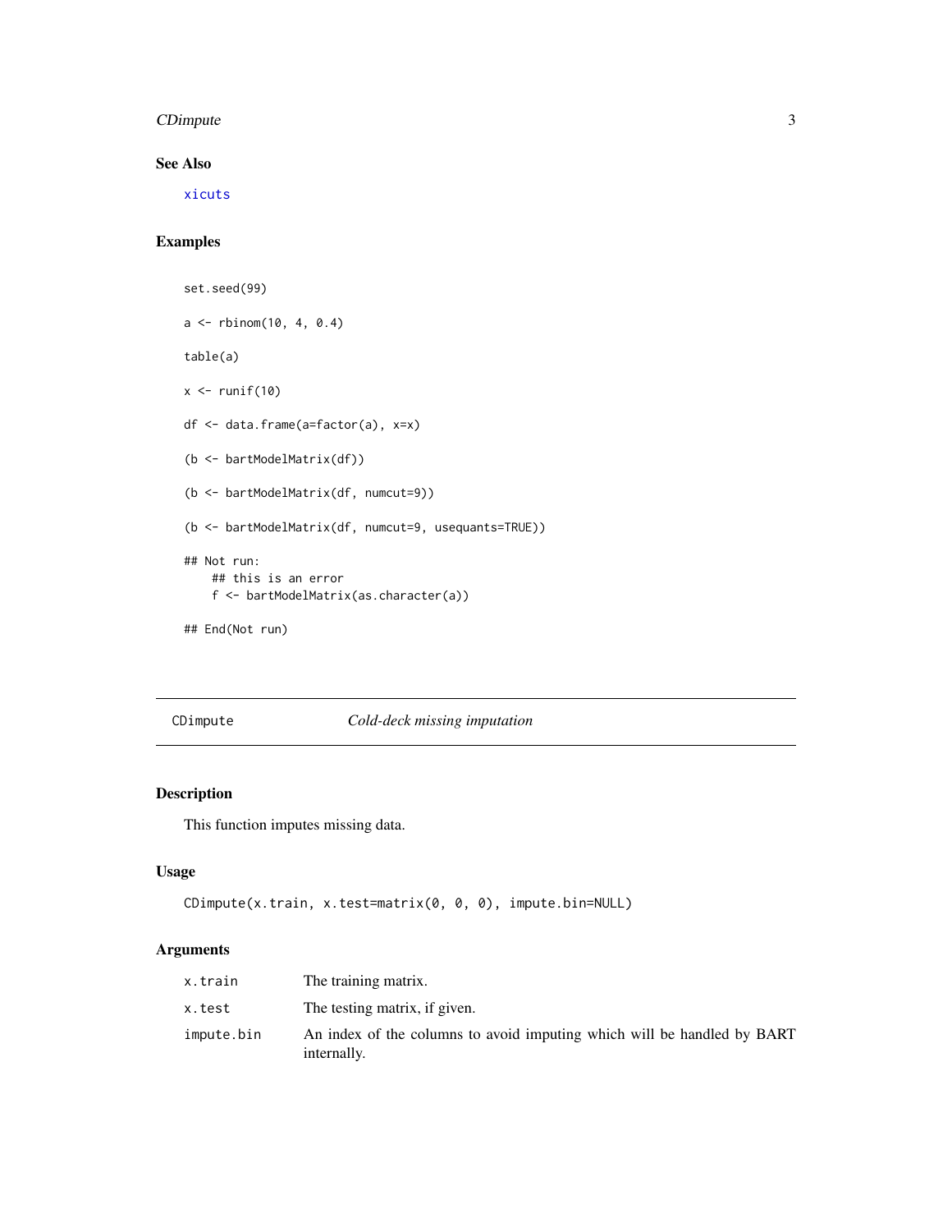### See Also

xicuts

### Examples

```
set.seed(99)

a <- rbinom(10, 4, 0.4)

table(a)

x <- runif(10)

df <- data.frame(a=factor(a), x=x)

(b <- bartModelMatrix(df))

(b <- bartModelMatrix(df, numcut=9))

(b <- bartModelMatrix(df, numcut=9, usequants=TRUE))

## Not run:
    ## this is an error
    f <- bartModelMatrix(as.character(a))

## End(Not run)
```

---

## CDimpute *Cold-deck missing imputation*

---

### Description

This function imputes missing data.

### Usage

```
CDimpute(x.train, x.test=matrix(0, 0, 0), impute.bin=NULL)
```

### Arguments

| | |
|---|---|
| x.train | The training matrix. |
| x.test | The testing matrix, if given. |
| impute.bin | An index of the columns to avoid imputing which will be handled by BART internally. |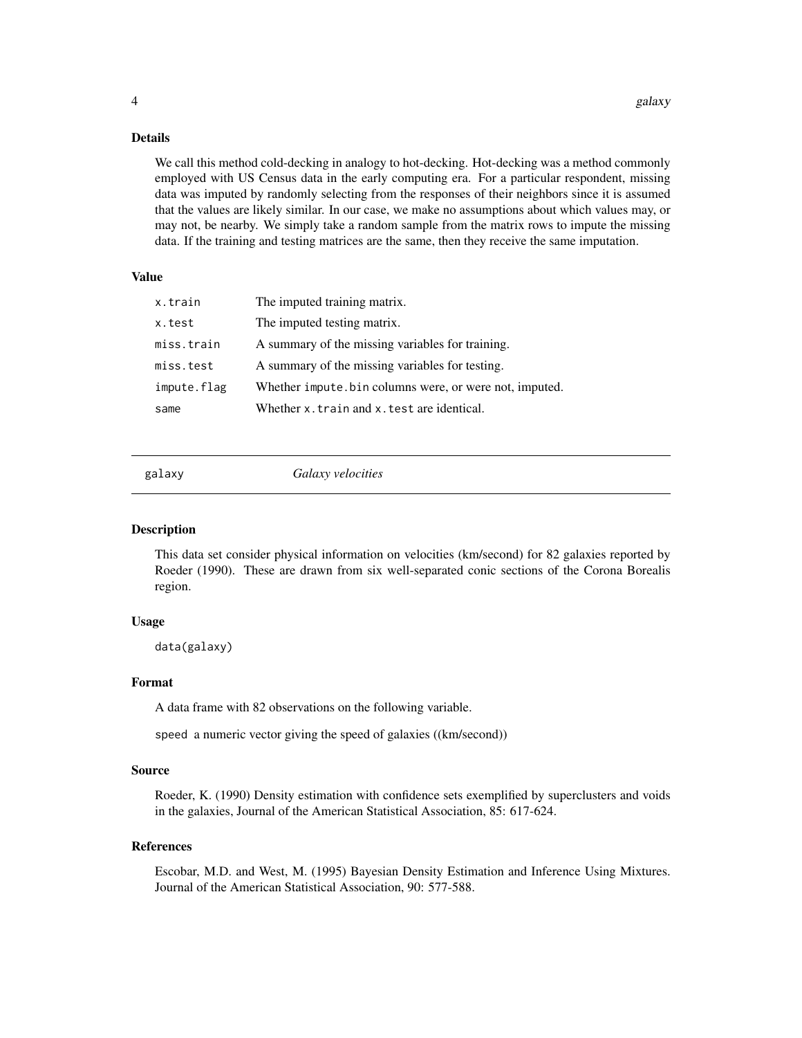### Details

We call this method cold-decking in analogy to hot-decking. Hot-decking was a method commonly employed with US Census data in the early computing era. For a particular respondent, missing data was imputed by randomly selecting from the responses of their neighbors since it is assumed that the values are likely similar. In our case, we make no assumptions about which values may, or may not, be nearby. We simply take a random sample from the matrix rows to impute the missing data. If the training and testing matrices are the same, then they receive the same imputation.

### Value

| | |
|---|---|
| `x.train` | The imputed training matrix. |
| `x.test` | The imputed testing matrix. |
| `miss.train` | A summary of the missing variables for training. |
| `miss.test` | A summary of the missing variables for testing. |
| `impute.flag` | Whether `impute.bin` columns were, or were not, imputed. |
| `same` | Whether `x.train` and `x.test` are identical. |

---

## galaxy *Galaxy velocities*

### Description

This data set consider physical information on velocities (km/second) for 82 galaxies reported by Roeder (1990). These are drawn from six well-separated conic sections of the Corona Borealis region.

### Usage

```
data(galaxy)
```

### Format

A data frame with 82 observations on the following variable.

`speed` a numeric vector giving the speed of galaxies ((km/second))

### Source

Roeder, K. (1990) Density estimation with confidence sets exemplified by superclusters and voids in the galaxies, Journal of the American Statistical Association, 85: 617-624.

### References

Escobar, M.D. and West, M. (1995) Bayesian Density Estimation and Inference Using Mixtures. Journal of the American Statistical Association, 90: 577-588.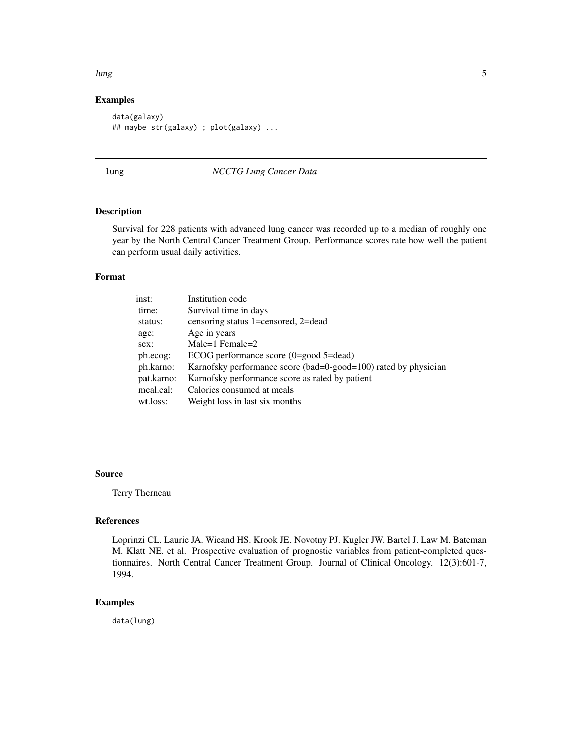## Examples

```
data(galaxy)
## maybe str(galaxy) ; plot(galaxy) ...
```

---

# lung *NCCTG Lung Cancer Data*

---

## Description

Survival for 228 patients with advanced lung cancer was recorded up to a median of roughly one year by the North Central Cancer Treatment Group. Performance scores rate how well the patient can perform usual daily activities.

## Format

| | |
|---|---|
| inst: | Institution code |
| time: | Survival time in days |
| status: | censoring status 1=censored, 2=dead |
| age: | Age in years |
| sex: | Male=1 Female=2 |
| ph.ecog: | ECOG performance score (0=good 5=dead) |
| ph.karno: | Karnofsky performance score (bad=0-good=100) rated by physician |
| pat.karno: | Karnofsky performance score as rated by patient |
| meal.cal: | Calories consumed at meals |
| wt.loss: | Weight loss in last six months |

## Source

Terry Therneau

## References

Loprinzi CL. Laurie JA. Wieand HS. Krook JE. Novotny PJ. Kugler JW. Bartel J. Law M. Bateman M. Klatt NE. et al. Prospective evaluation of prognostic variables from patient-completed questionnaires. North Central Cancer Treatment Group. Journal of Clinical Oncology. 12(3):601-7, 1994.

## Examples

```
data(lung)
```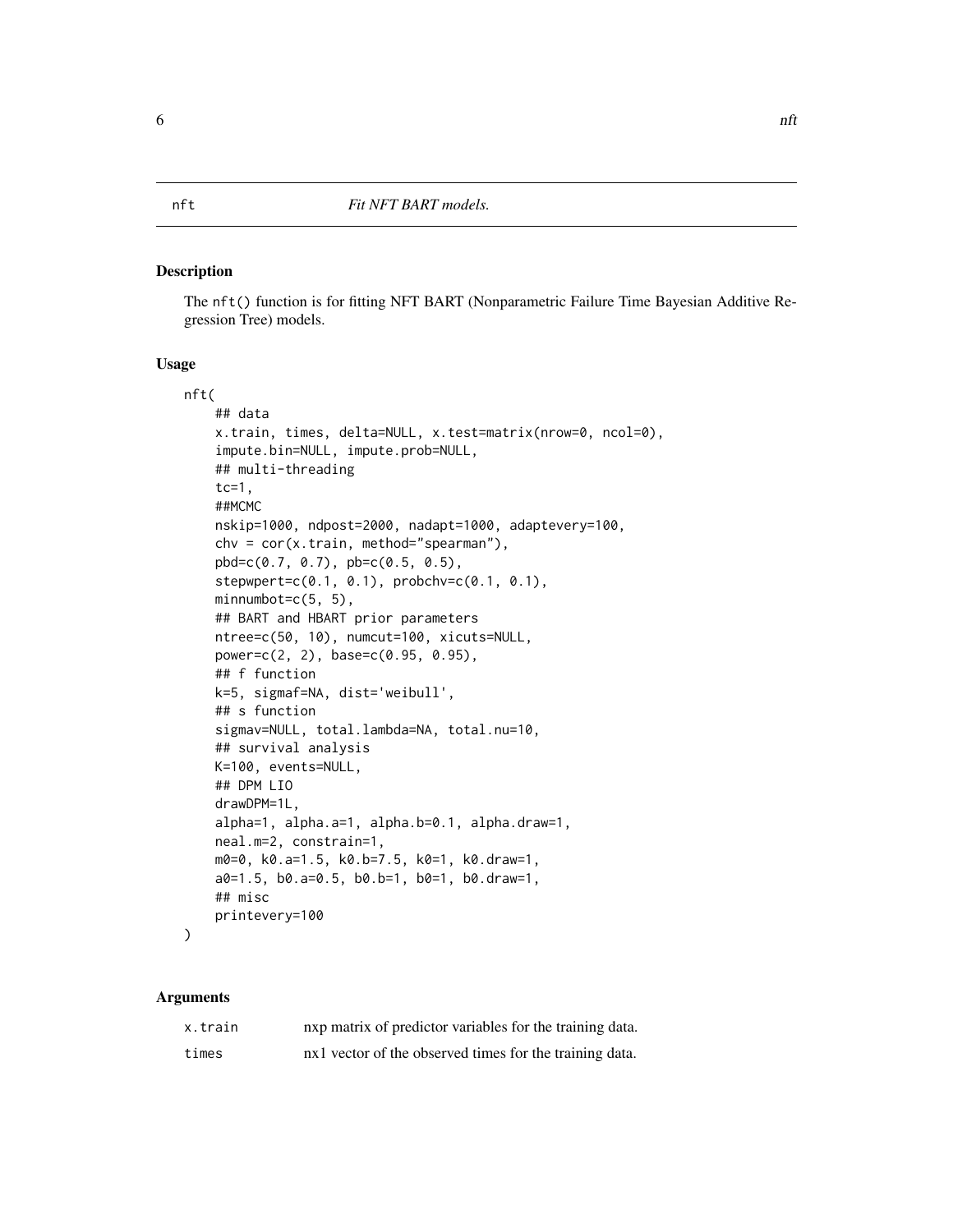nft *Fit NFT BART models.*

## Description

The `nft()` function is for fitting NFT BART (Nonparametric Failure Time Bayesian Additive Regression Tree) models.

## Usage

```
nft(
    ## data
    x.train, times, delta=NULL, x.test=matrix(nrow=0, ncol=0),
    impute.bin=NULL, impute.prob=NULL,
    ## multi-threading
    tc=1,
    ##MCMC
    nskip=1000, ndpost=2000, nadapt=1000, adaptevery=100,
    chv = cor(x.train, method="spearman"),
    pbd=c(0.7, 0.7), pb=c(0.5, 0.5),
    stepwpert=c(0.1, 0.1), probchv=c(0.1, 0.1),
    minnumbot=c(5, 5),
    ## BART and HBART prior parameters
    ntree=c(50, 10), numcut=100, xicuts=NULL,
    power=c(2, 2), base=c(0.95, 0.95),
    ## f function
    k=5, sigmaf=NA, dist='weibull',
    ## s function
    sigmav=NULL, total.lambda=NA, total.nu=10,
    ## survival analysis
    K=100, events=NULL,
    ## DPM LIO
    drawDPM=1L,
    alpha=1, alpha.a=1, alpha.b=0.1, alpha.draw=1,
    neal.m=2, constrain=1,
    m0=0, k0.a=1.5, k0.b=7.5, k0=1, k0.draw=1,
    a0=1.5, b0.a=0.5, b0.b=1, b0=1, b0.draw=1,
    ## misc
    printevery=100
)
```

## Arguments

| | |
|---|---|
| `x.train` | nxp matrix of predictor variables for the training data. |
| `times` | nx1 vector of the observed times for the training data. |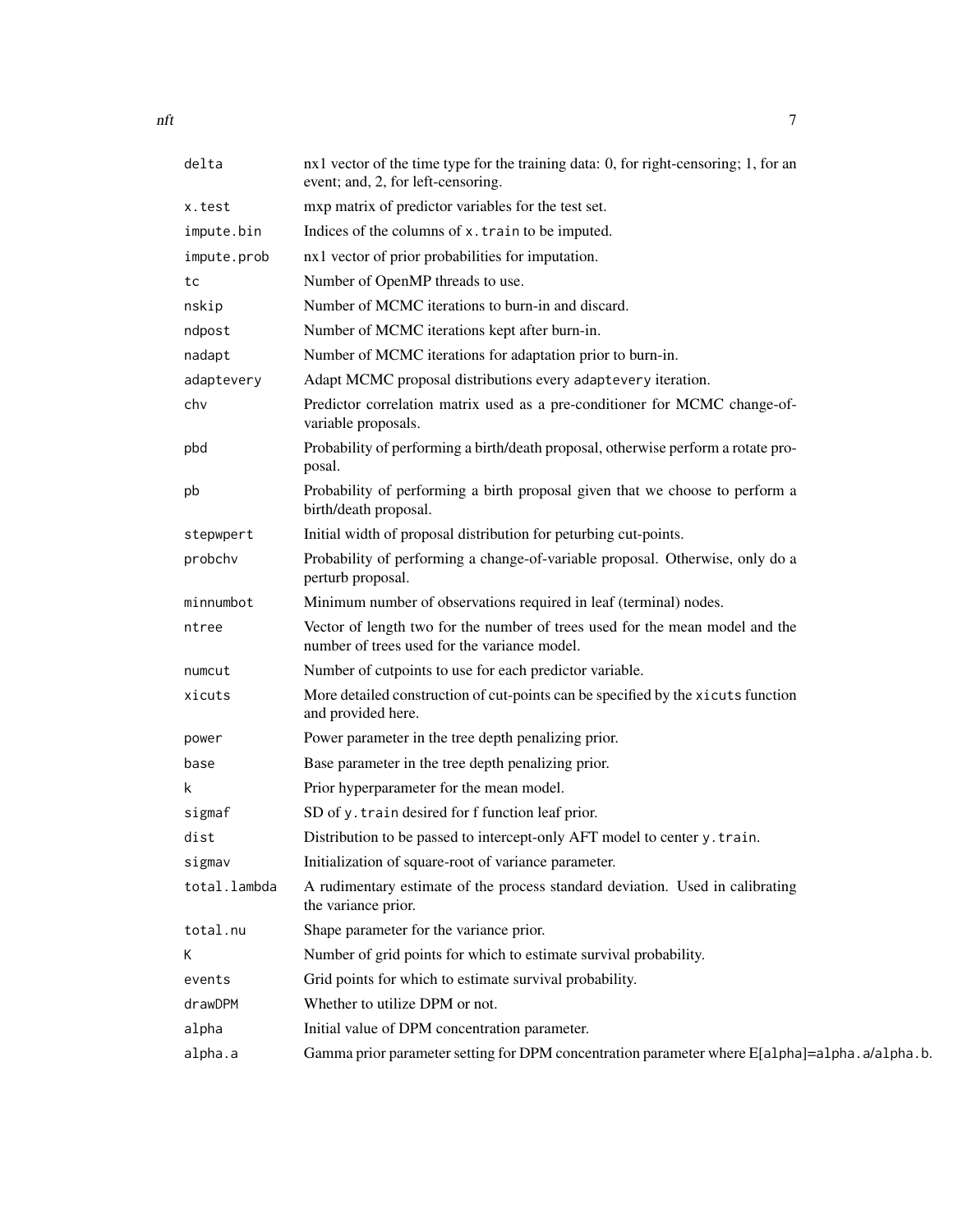| | |
|---|---|
| `delta` | nx1 vector of the time type for the training data: 0, for right-censoring; 1, for an event; and, 2, for left-censoring. |
| `x.test` | mxp matrix of predictor variables for the test set. |
| `impute.bin` | Indices of the columns of `x.train` to be imputed. |
| `impute.prob` | nx1 vector of prior probabilities for imputation. |
| `tc` | Number of OpenMP threads to use. |
| `nskip` | Number of MCMC iterations to burn-in and discard. |
| `ndpost` | Number of MCMC iterations kept after burn-in. |
| `nadapt` | Number of MCMC iterations for adaptation prior to burn-in. |
| `adaptevery` | Adapt MCMC proposal distributions every `adaptevery` iteration. |
| `chv` | Predictor correlation matrix used as a pre-conditioner for MCMC change-of-variable proposals. |
| `pbd` | Probability of performing a birth/death proposal, otherwise perform a rotate proposal. |
| `pb` | Probability of performing a birth proposal given that we choose to perform a birth/death proposal. |
| `stepwpert` | Initial width of proposal distribution for peturbing cut-points. |
| `probchv` | Probability of performing a change-of-variable proposal. Otherwise, only do a perturb proposal. |
| `minnumbot` | Minimum number of observations required in leaf (terminal) nodes. |
| `ntree` | Vector of length two for the number of trees used for the mean model and the number of trees used for the variance model. |
| `numcut` | Number of cutpoints to use for each predictor variable. |
| `xicuts` | More detailed construction of cut-points can be specified by the `xicuts` function and provided here. |
| `power` | Power parameter in the tree depth penalizing prior. |
| `base` | Base parameter in the tree depth penalizing prior. |
| `k` | Prior hyperparameter for the mean model. |
| `sigmaf` | SD of `y.train` desired for f function leaf prior. |
| `dist` | Distribution to be passed to intercept-only AFT model to center `y.train`. |
| `sigmav` | Initialization of square-root of variance parameter. |
| `total.lambda` | A rudimentary estimate of the process standard deviation. Used in calibrating the variance prior. |
| `total.nu` | Shape parameter for the variance prior. |
| `K` | Number of grid points for which to estimate survival probability. |
| `events` | Grid points for which to estimate survival probability. |
| `drawDPM` | Whether to utilize DPM or not. |
| `alpha` | Initial value of DPM concentration parameter. |
| `alpha.a` | Gamma prior parameter setting for DPM concentration parameter where E[`alpha`]=`alpha.a`/`alpha.b`. |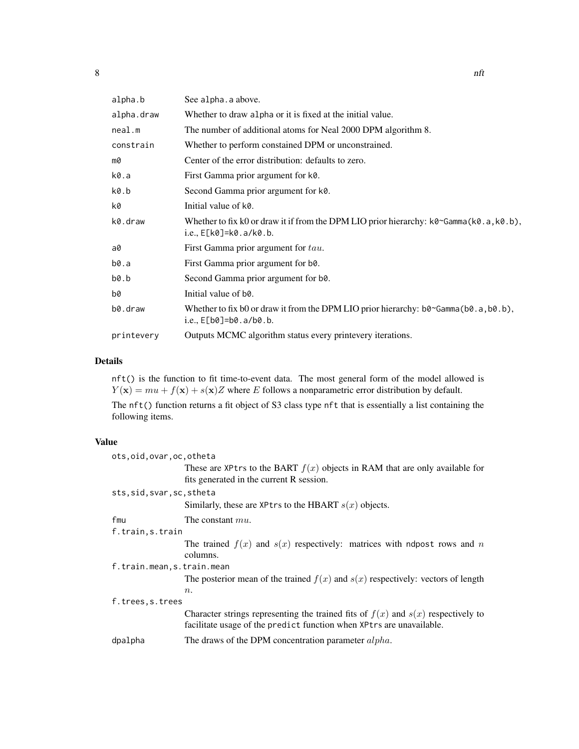| | |
|---|---|
| alpha.b | See alpha.a above. |
| alpha.draw | Whether to draw alpha or it is fixed at the initial value. |
| neal.m | The number of additional atoms for Neal 2000 DPM algorithm 8. |
| constrain | Whether to perform constained DPM or unconstrained. |
| m0 | Center of the error distribution: defaults to zero. |
| k0.a | First Gamma prior argument for k0. |
| k0.b | Second Gamma prior argument for k0. |
| k0 | Initial value of k0. |
| k0.draw | Whether to fix k0 or draw it if from the DPM LIO prior hierarchy: k0~Gamma(k0.a,k0.b), i.e., E[k0]=k0.a/k0.b. |
| a0 | First Gamma prior argument for $tau$. |
| b0.a | First Gamma prior argument for b0. |
| b0.b | Second Gamma prior argument for b0. |
| b0 | Initial value of b0. |
| b0.draw | Whether to fix b0 or draw it from the DPM LIO prior hierarchy: b0~Gamma(b0.a,b0.b), i.e., E[b0]=b0.a/b0.b. |
| printevery | Outputs MCMC algorithm status every printevery iterations. |

## Details

nft() is the function to fit time-to-event data. The most general form of the model allowed is $Y(\mathbf{x}) = mu + f(\mathbf{x}) + s(\mathbf{x})Z$ where $E$ follows a nonparametric error distribution by default.

The nft() function returns a fit object of S3 class type nft that is essentially a list containing the following items.

## Value

| | |
|---|---|
| ots,oid,ovar,oc,otheta | These are XPtrs to the BART $f(x)$ objects in RAM that are only available for fits generated in the current R session. |
| sts,sid,svar,sc,stheta | Similarly, these are XPtrs to the HBART $s(x)$ objects. |
| fmu | The constant $mu$. |
| f.train,s.train | The trained $f(x)$ and $s(x)$ respectively: matrices with ndpost rows and $n$ columns. |
| f.train.mean,s.train.mean | The posterior mean of the trained $f(x)$ and $s(x)$ respectively: vectors of length $n$. |
| f.trees,s.trees | Character strings representing the trained fits of $f(x)$ and $s(x)$ respectively to facilitate usage of the predict function when XPtrs are unavailable. |
| dpalpha | The draws of the DPM concentration parameter $alpha$. |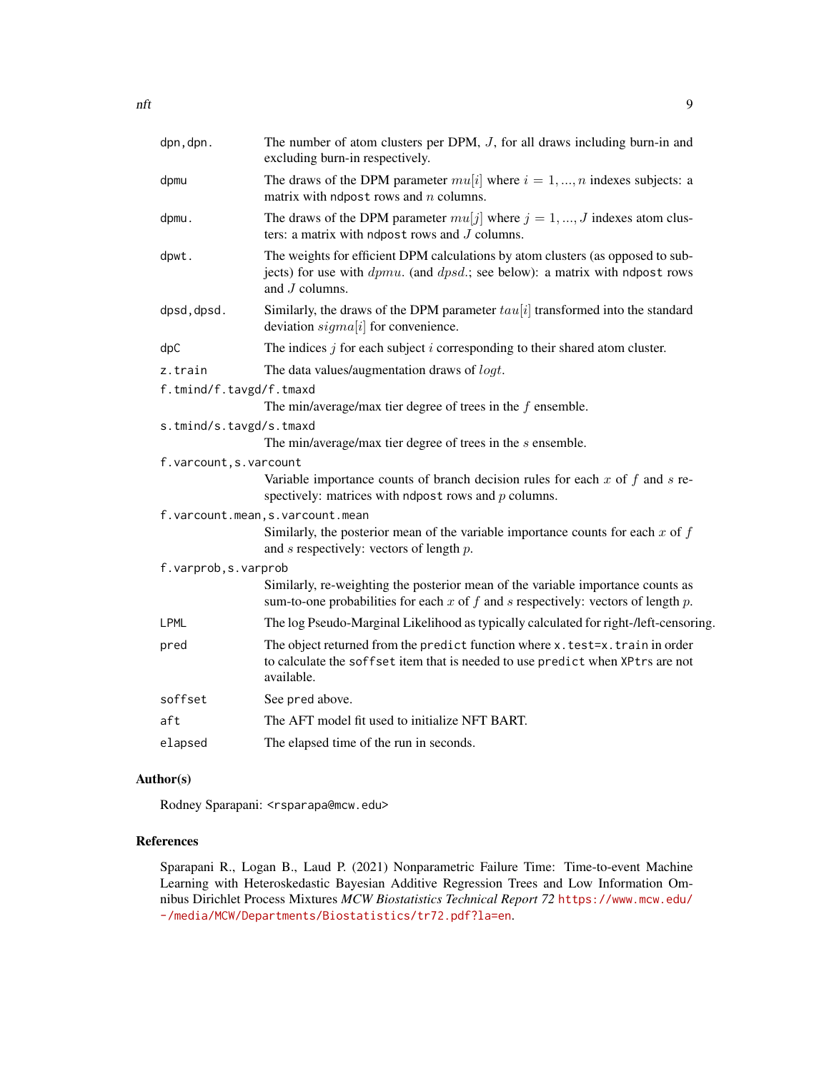| | |
|---|---|
| `dpn,dpn.` | The number of atom clusters per DPM, $J$, for all draws including burn-in and excluding burn-in respectively. |
| `dpmu` | The draws of the DPM parameter $mu[i]$ where $i = 1, ..., n$ indexes subjects: a matrix with `ndpost` rows and $n$ columns. |
| `dpmu.` | The draws of the DPM parameter $mu[j]$ where $j = 1, ..., J$ indexes atom clusters: a matrix with `ndpost` rows and $J$ columns. |
| `dpwt.` | The weights for efficient DPM calculations by atom clusters (as opposed to subjects) for use with $dpmu.$ (and $dpsd.$; see below): a matrix with `ndpost` rows and $J$ columns. |
| `dpsd,dpsd.` | Similarly, the draws of the DPM parameter $tau[i]$ transformed into the standard deviation $sigma[i]$ for convenience. |
| `dpC` | The indices $j$ for each subject $i$ corresponding to their shared atom cluster. |
| `z.train` | The data values/augmentation draws of $logt$. |
| `f.tmind/f.tavgd/f.tmaxd` | The min/average/max tier degree of trees in the $f$ ensemble. |
| `s.tmind/s.tavgd/s.tmaxd` | The min/average/max tier degree of trees in the $s$ ensemble. |
| `f.varcount,s.varcount` | Variable importance counts of branch decision rules for each $x$ of $f$ and $s$ respectively: matrices with `ndpost` rows and $p$ columns. |
| `f.varcount.mean,s.varcount.mean` | Similarly, the posterior mean of the variable importance counts for each $x$ of $f$ and $s$ respectively: vectors of length $p$. |
| `f.varprob,s.varprob` | Similarly, re-weighting the posterior mean of the variable importance counts as sum-to-one probabilities for each $x$ of $f$ and $s$ respectively: vectors of length $p$. |
| `LPML` | The log Pseudo-Marginal Likelihood as typically calculated for right-/left-censoring. |
| `pred` | The object returned from the `predict` function where `x.test=x.train` in order to calculate the `soffset` item that is needed to use `predict` when `XPtrs` are not available. |
| `soffset` | See `pred` above. |
| `aft` | The AFT model fit used to initialize NFT BART. |
| `elapsed` | The elapsed time of the run in seconds. |

## Author(s)

Rodney Sparapani: <rsparapa@mcw.edu>

## References

Sparapani R., Logan B., Laud P. (2021) Nonparametric Failure Time: Time-to-event Machine Learning with Heteroskedastic Bayesian Additive Regression Trees and Low Information Omnibus Dirichlet Process Mixtures *MCW Biostatistics Technical Report 72* https://www.mcw.edu/-/media/MCW/Departments/Biostatistics/tr72.pdf?la=en.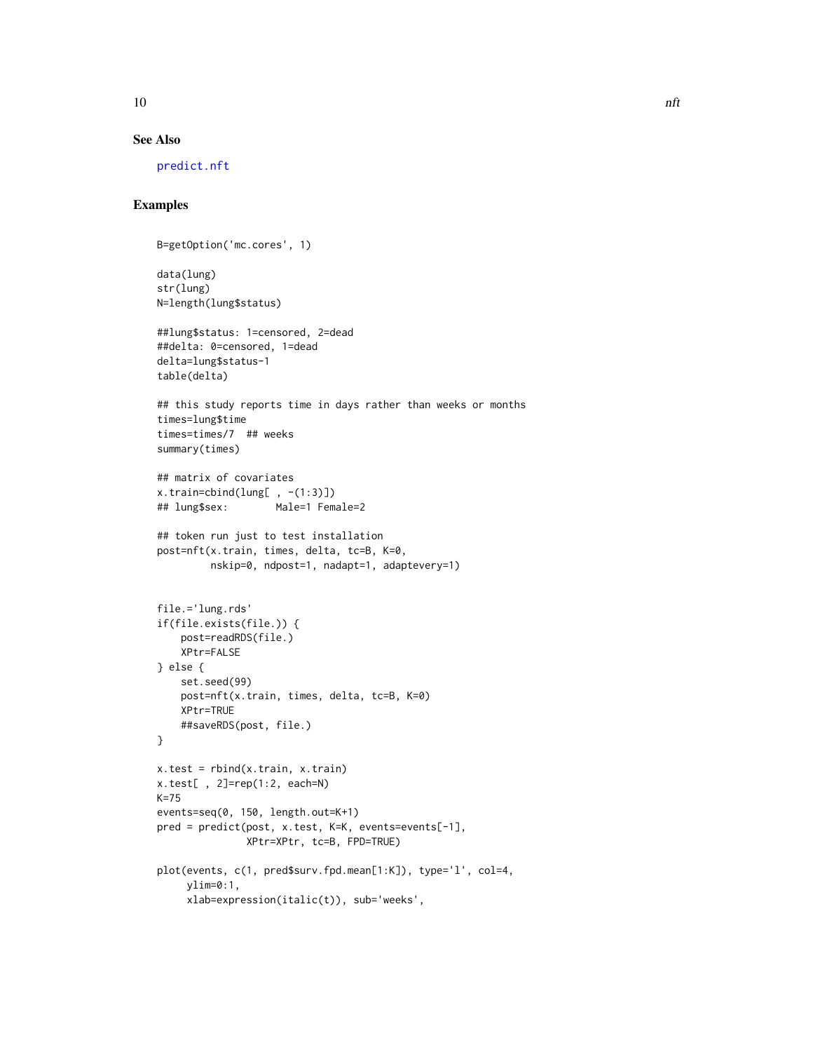## See Also

predict.nft

## Examples

```
B=getOption('mc.cores', 1)

data(lung)
str(lung)
N=length(lung$status)

##lung$status: 1=censored, 2=dead
##delta: 0=censored, 1=dead
delta=lung$status-1
table(delta)

## this study reports time in days rather than weeks or months
times=lung$time
times=times/7  ## weeks
summary(times)

## matrix of covariates
x.train=cbind(lung[ , -(1:3)])
## lung$sex:        Male=1 Female=2

## token run just to test installation
post=nft(x.train, times, delta, tc=B, K=0,
         nskip=0, ndpost=1, nadapt=1, adaptevery=1)


file.='lung.rds'
if(file.exists(file.)) {
    post=readRDS(file.)
    XPtr=FALSE
} else {
    set.seed(99)
    post=nft(x.train, times, delta, tc=B, K=0)
    XPtr=TRUE
    ##saveRDS(post, file.)
}

x.test = rbind(x.train, x.train)
x.test[ , 2]=rep(1:2, each=N)
K=75
events=seq(0, 150, length.out=K+1)
pred = predict(post, x.test, K=K, events=events[-1],
               XPtr=XPtr, tc=B, FPD=TRUE)

plot(events, c(1, pred$surv.fpd.mean[1:K]), type='l', col=4,
     ylim=0:1,
     xlab=expression(italic(t)), sub='weeks',
```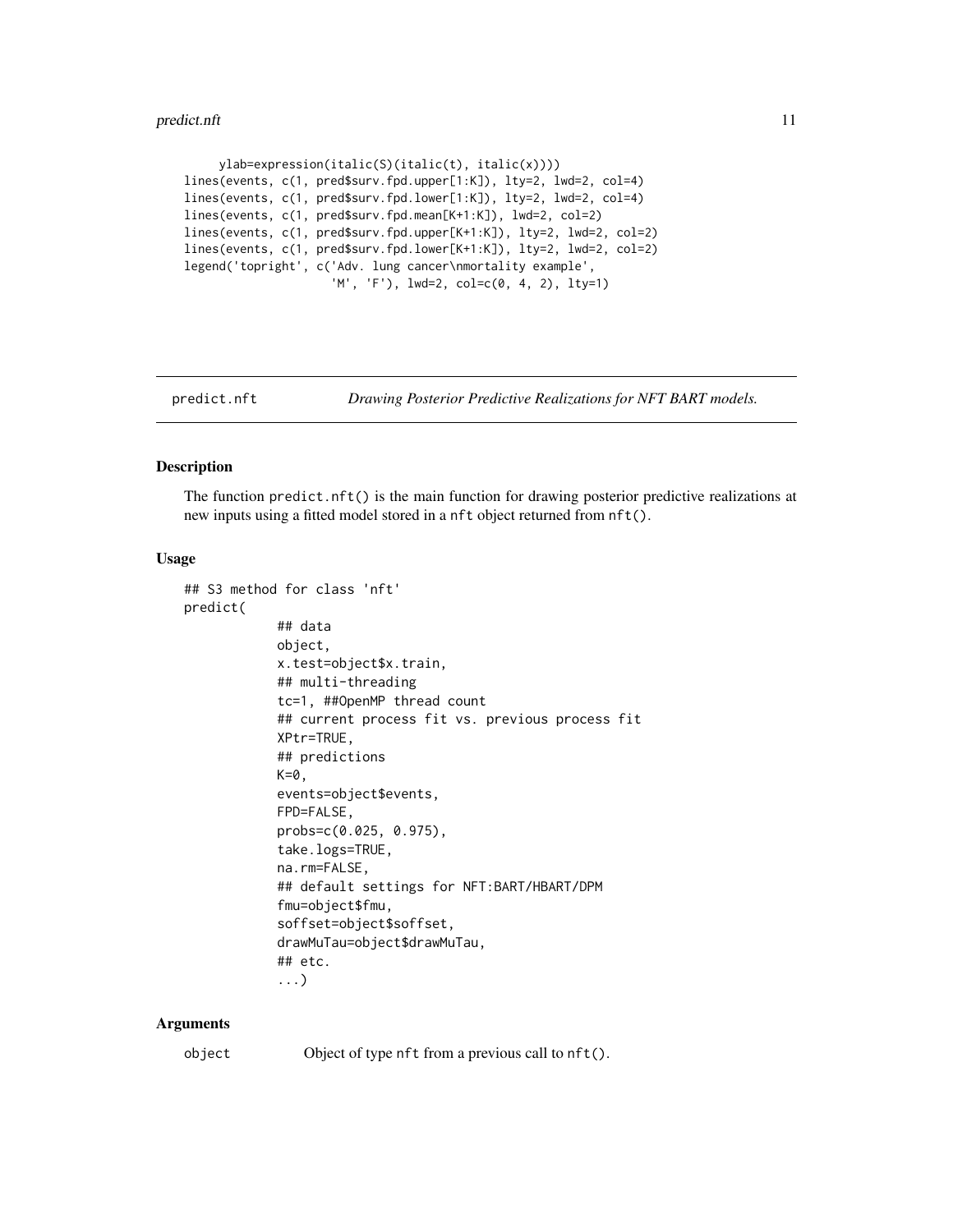```
     ylab=expression(italic(S)(italic(t), italic(x))))
lines(events, c(1, pred$surv.fpd.upper[1:K]), lty=2, lwd=2, col=4)
lines(events, c(1, pred$surv.fpd.lower[1:K]), lty=2, lwd=2, col=4)
lines(events, c(1, pred$surv.fpd.mean[K+1:K]), lwd=2, col=2)
lines(events, c(1, pred$surv.fpd.upper[K+1:K]), lty=2, lwd=2, col=2)
lines(events, c(1, pred$surv.fpd.lower[K+1:K]), lty=2, lwd=2, col=2)
legend('topright', c('Adv. lung cancer\nmortality example',
                     'M', 'F'), lwd=2, col=c(0, 4, 2), lty=1)
```

## predict.nft — *Drawing Posterior Predictive Realizations for NFT BART models.*

### Description

The function `predict.nft()` is the main function for drawing posterior predictive realizations at new inputs using a fitted model stored in a `nft` object returned from `nft()`.

### Usage

```
## S3 method for class 'nft'
predict(
           ## data
           object,
           x.test=object$x.train,
           ## multi-threading
           tc=1, ##OpenMP thread count
           ## current process fit vs. previous process fit
           XPtr=TRUE,
           ## predictions
           K=0,
           events=object$events,
           FPD=FALSE,
           probs=c(0.025, 0.975),
           take.logs=TRUE,
           na.rm=FALSE,
           ## default settings for NFT:BART/HBART/DPM
           fmu=object$fmu,
           soffset=object$soffset,
           drawMuTau=object$drawMuTau,
           ## etc.
           ...)
```

### Arguments

| | |
|---|---|
| `object` | Object of type `nft` from a previous call to `nft()`. |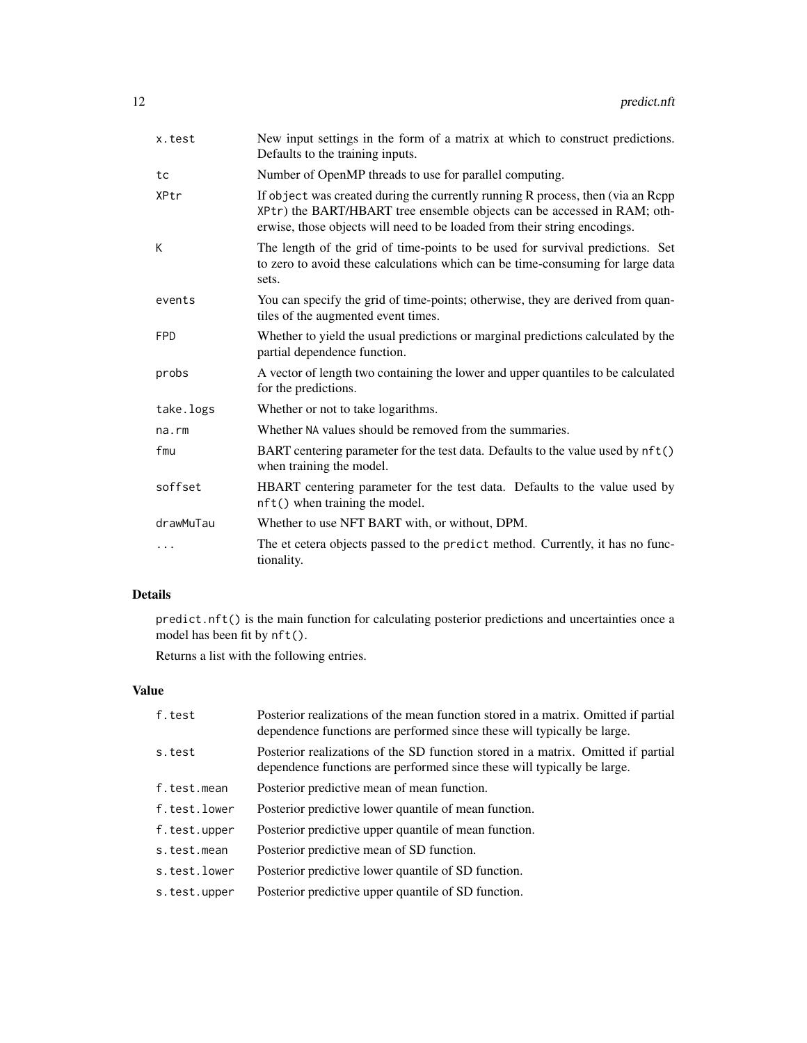| | |
|---|---|
| `x.test` | New input settings in the form of a matrix at which to construct predictions. Defaults to the training inputs. |
| `tc` | Number of OpenMP threads to use for parallel computing. |
| `XPtr` | If `object` was created during the currently running R process, then (via an Rcpp `XPtr`) the BART/HBART tree ensemble objects can be accessed in RAM; otherwise, those objects will need to be loaded from their string encodings. |
| `K` | The length of the grid of time-points to be used for survival predictions. Set to zero to avoid these calculations which can be time-consuming for large data sets. |
| `events` | You can specify the grid of time-points; otherwise, they are derived from quantiles of the augmented event times. |
| `FPD` | Whether to yield the usual predictions or marginal predictions calculated by the partial dependence function. |
| `probs` | A vector of length two containing the lower and upper quantiles to be calculated for the predictions. |
| `take.logs` | Whether or not to take logarithms. |
| `na.rm` | Whether `NA` values should be removed from the summaries. |
| `fmu` | BART centering parameter for the test data. Defaults to the value used by `nft()` when training the model. |
| `soffset` | HBART centering parameter for the test data. Defaults to the value used by `nft()` when training the model. |
| `drawMuTau` | Whether to use NFT BART with, or without, DPM. |
| `...` | The et cetera objects passed to the `predict` method. Currently, it has no functionality. |

## Details

`predict.nft()` is the main function for calculating posterior predictions and uncertainties once a model has been fit by `nft()`.

Returns a list with the following entries.

## Value

| | |
|---|---|
| `f.test` | Posterior realizations of the mean function stored in a matrix. Omitted if partial dependence functions are performed since these will typically be large. |
| `s.test` | Posterior realizations of the SD function stored in a matrix. Omitted if partial dependence functions are performed since these will typically be large. |
| `f.test.mean` | Posterior predictive mean of mean function. |
| `f.test.lower` | Posterior predictive lower quantile of mean function. |
| `f.test.upper` | Posterior predictive upper quantile of mean function. |
| `s.test.mean` | Posterior predictive mean of SD function. |
| `s.test.lower` | Posterior predictive lower quantile of SD function. |
| `s.test.upper` | Posterior predictive upper quantile of SD function. |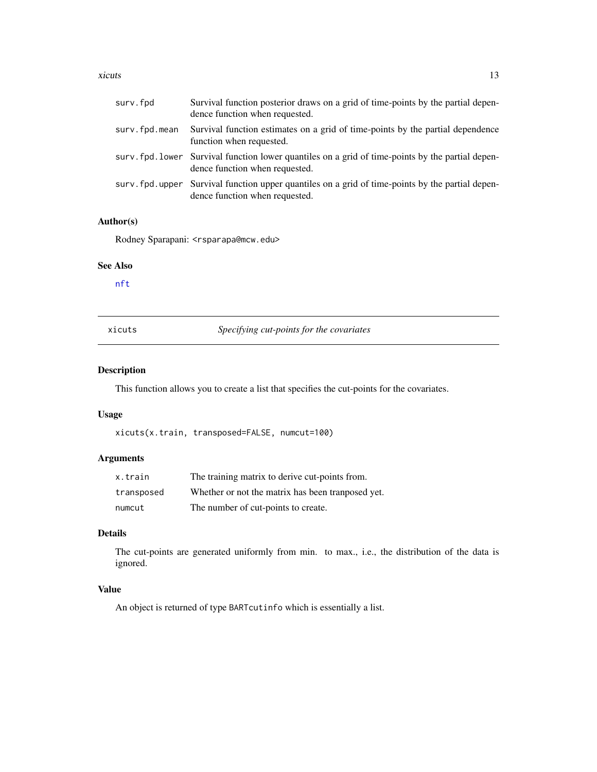| | |
|---|---|
| `surv.fpd` | Survival function posterior draws on a grid of time-points by the partial dependence function when requested. |
| `surv.fpd.mean` | Survival function estimates on a grid of time-points by the partial dependence function when requested. |
| `surv.fpd.lower` | Survival function lower quantiles on a grid of time-points by the partial dependence function when requested. |
| `surv.fpd.upper` | Survival function upper quantiles on a grid of time-points by the partial dependence function when requested. |

### Author(s)

Rodney Sparapani: <rsparapa@mcw.edu>

### See Also

nft

---

## xicuts — *Specifying cut-points for the covariates*

### Description

This function allows you to create a list that specifies the cut-points for the covariates.

### Usage

```
xicuts(x.train, transposed=FALSE, numcut=100)
```

### Arguments

| | |
|---|---|
| `x.train` | The training matrix to derive cut-points from. |
| `transposed` | Whether or not the matrix has been tranposed yet. |
| `numcut` | The number of cut-points to create. |

### Details

The cut-points are generated uniformly from min. to max., i.e., the distribution of the data is ignored.

### Value

An object is returned of type `BARTcutinfo` which is essentially a list.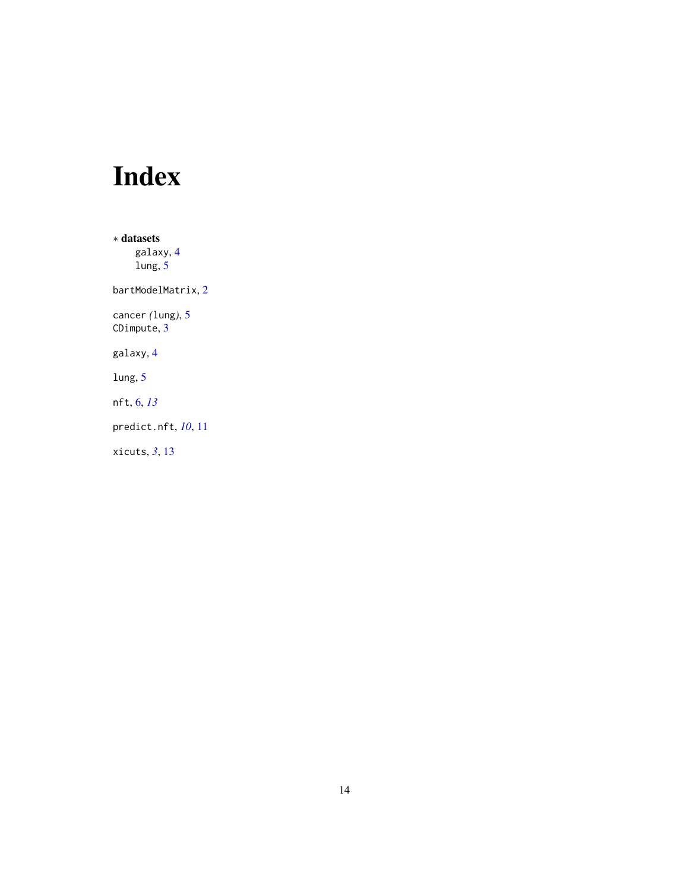# Index

∗ **datasets**
    galaxy, 4
    lung, 5

bartModelMatrix, 2

cancer *(*lung*)*, 5
CDimpute, 3

galaxy, 4

lung, 5

nft, 6, *13*

predict.nft, *10*, 11

xicuts, *3*, 13